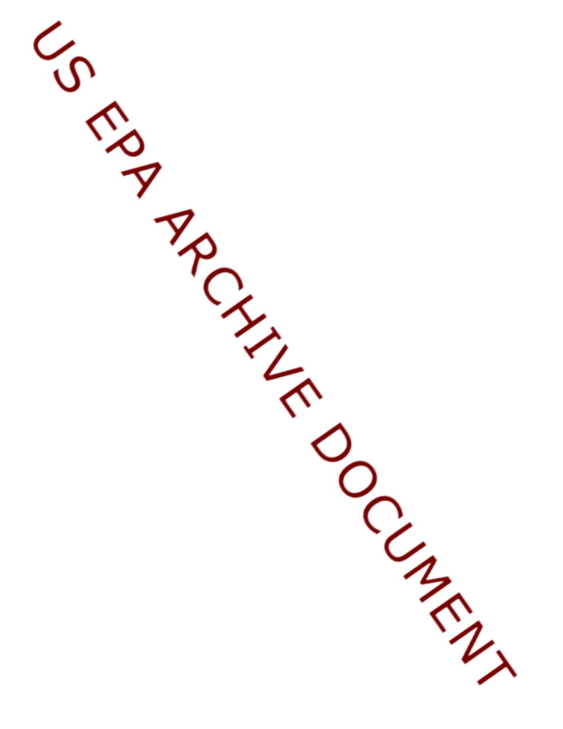US EPA ARCHIVE DOCUMENT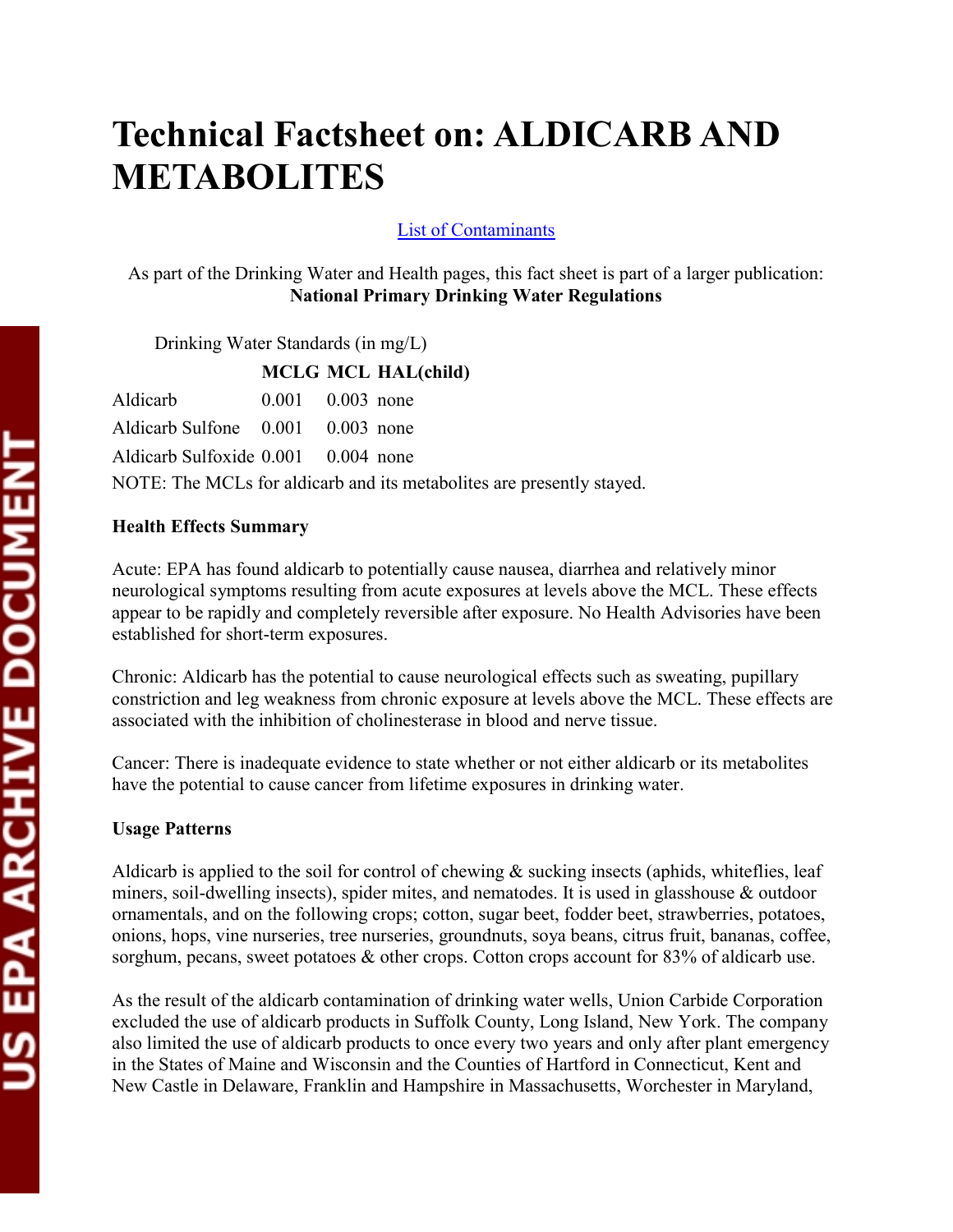# Technical Factsheet on: ALDICARB AND METABOLITES

List of Contaminants

As part of the Drinking Water and Health pages, this fact sheet is part of a larger publication: **National Primary Drinking Water Regulations**

Drinking Water Standards (in mg/L)

| | MCLG | MCL | HAL(child) |
|---|---|---|---|
| Aldicarb | 0.001 | 0.003 | none |
| Aldicarb Sulfone | 0.001 | 0.003 | none |
| Aldicarb Sulfoxide | 0.001 | 0.004 | none |

NOTE: The MCLs for aldicarb and its metabolites are presently stayed.

**Health Effects Summary**

Acute: EPA has found aldicarb to potentially cause nausea, diarrhea and relatively minor neurological symptoms resulting from acute exposures at levels above the MCL. These effects appear to be rapidly and completely reversible after exposure. No Health Advisories have been established for short-term exposures.

Chronic: Aldicarb has the potential to cause neurological effects such as sweating, pupillary constriction and leg weakness from chronic exposure at levels above the MCL. These effects are associated with the inhibition of cholinesterase in blood and nerve tissue.

Cancer: There is inadequate evidence to state whether or not either aldicarb or its metabolites have the potential to cause cancer from lifetime exposures in drinking water.

**Usage Patterns**

Aldicarb is applied to the soil for control of chewing & sucking insects (aphids, whiteflies, leaf miners, soil-dwelling insects), spider mites, and nematodes. It is used in glasshouse & outdoor ornamentals, and on the following crops; cotton, sugar beet, fodder beet, strawberries, potatoes, onions, hops, vine nurseries, tree nurseries, groundnuts, soya beans, citrus fruit, bananas, coffee, sorghum, pecans, sweet potatoes & other crops. Cotton crops account for 83% of aldicarb use.

As the result of the aldicarb contamination of drinking water wells, Union Carbide Corporation excluded the use of aldicarb products in Suffolk County, Long Island, New York. The company also limited the use of aldicarb products to once every two years and only after plant emergency in the States of Maine and Wisconsin and the Counties of Hartford in Connecticut, Kent and New Castle in Delaware, Franklin and Hampshire in Massachusetts, Worchester in Maryland,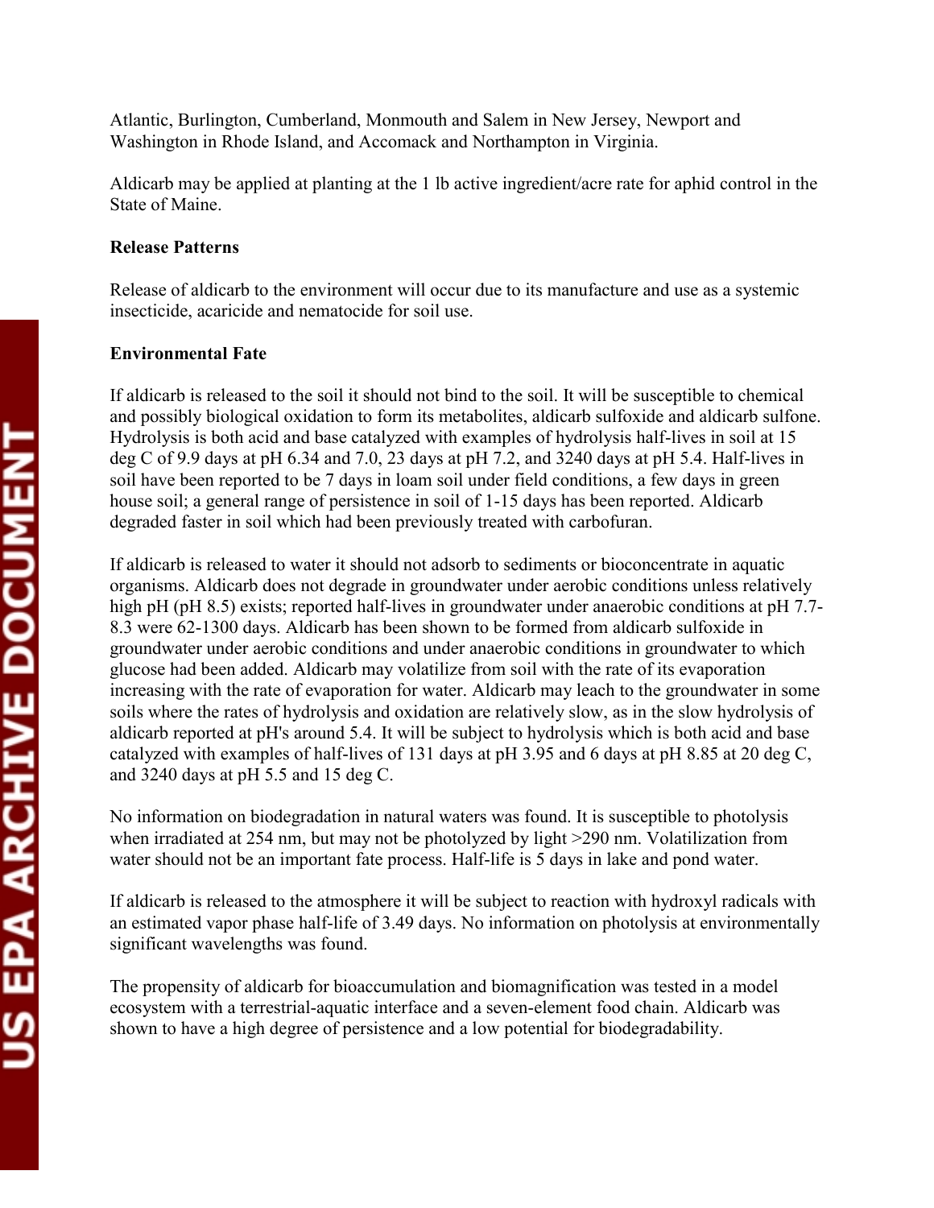Atlantic, Burlington, Cumberland, Monmouth and Salem in New Jersey, Newport and Washington in Rhode Island, and Accomack and Northampton in Virginia.

Aldicarb may be applied at planting at the 1 lb active ingredient/acre rate for aphid control in the State of Maine.

**Release Patterns**

Release of aldicarb to the environment will occur due to its manufacture and use as a systemic insecticide, acaricide and nematocide for soil use.

**Environmental Fate**

If aldicarb is released to the soil it should not bind to the soil. It will be susceptible to chemical and possibly biological oxidation to form its metabolites, aldicarb sulfoxide and aldicarb sulfone. Hydrolysis is both acid and base catalyzed with examples of hydrolysis half-lives in soil at 15 deg C of 9.9 days at pH 6.34 and 7.0, 23 days at pH 7.2, and 3240 days at pH 5.4. Half-lives in soil have been reported to be 7 days in loam soil under field conditions, a few days in green house soil; a general range of persistence in soil of 1-15 days has been reported. Aldicarb degraded faster in soil which had been previously treated with carbofuran.

If aldicarb is released to water it should not adsorb to sediments or bioconcentrate in aquatic organisms. Aldicarb does not degrade in groundwater under aerobic conditions unless relatively high pH (pH 8.5) exists; reported half-lives in groundwater under anaerobic conditions at pH 7.7-8.3 were 62-1300 days. Aldicarb has been shown to be formed from aldicarb sulfoxide in groundwater under aerobic conditions and under anaerobic conditions in groundwater to which glucose had been added. Aldicarb may volatilize from soil with the rate of its evaporation increasing with the rate of evaporation for water. Aldicarb may leach to the groundwater in some soils where the rates of hydrolysis and oxidation are relatively slow, as in the slow hydrolysis of aldicarb reported at pH's around 5.4. It will be subject to hydrolysis which is both acid and base catalyzed with examples of half-lives of 131 days at pH 3.95 and 6 days at pH 8.85 at 20 deg C, and 3240 days at pH 5.5 and 15 deg C.

No information on biodegradation in natural waters was found. It is susceptible to photolysis when irradiated at 254 nm, but may not be photolyzed by light >290 nm. Volatilization from water should not be an important fate process. Half-life is 5 days in lake and pond water.

If aldicarb is released to the atmosphere it will be subject to reaction with hydroxyl radicals with an estimated vapor phase half-life of 3.49 days. No information on photolysis at environmentally significant wavelengths was found.

The propensity of aldicarb for bioaccumulation and biomagnification was tested in a model ecosystem with a terrestrial-aquatic interface and a seven-element food chain. Aldicarb was shown to have a high degree of persistence and a low potential for biodegradability.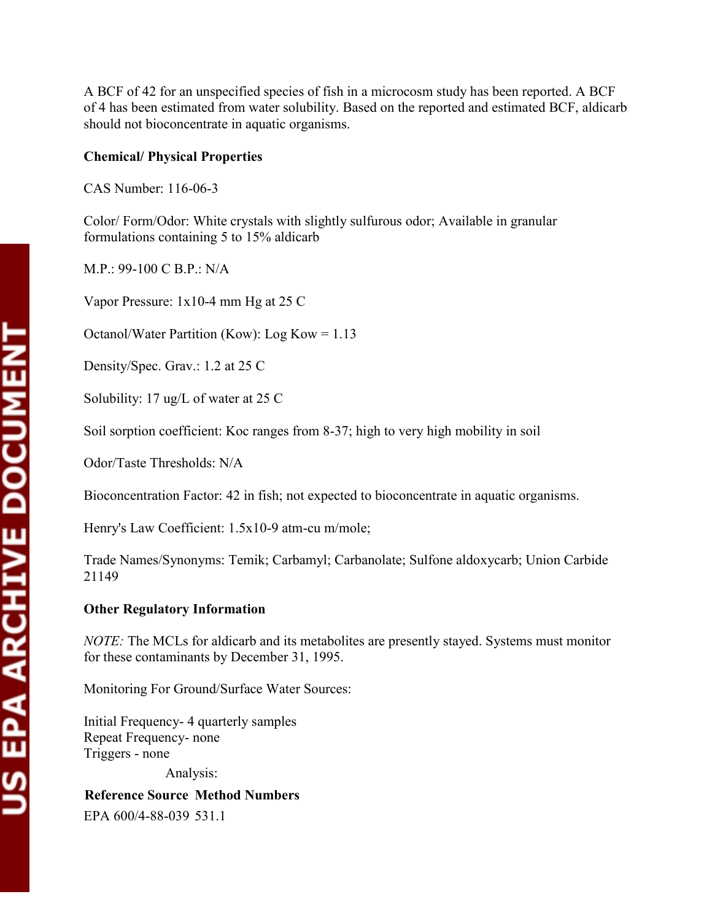A BCF of 42 for an unspecified species of fish in a microcosm study has been reported. A BCF of 4 has been estimated from water solubility. Based on the reported and estimated BCF, aldicarb should not bioconcentrate in aquatic organisms.

**Chemical/ Physical Properties**

CAS Number: 116-06-3

Color/ Form/Odor: White crystals with slightly sulfurous odor; Available in granular formulations containing 5 to 15% aldicarb

M.P.: 99-100 C B.P.: N/A

Vapor Pressure: 1x10-4 mm Hg at 25 C

Octanol/Water Partition (Kow): Log Kow = 1.13

Density/Spec. Grav.: 1.2 at 25 C

Solubility: 17 ug/L of water at 25 C

Soil sorption coefficient: Koc ranges from 8-37; high to very high mobility in soil

Odor/Taste Thresholds: N/A

Bioconcentration Factor: 42 in fish; not expected to bioconcentrate in aquatic organisms.

Henry's Law Coefficient: 1.5x10-9 atm-cu m/mole;

Trade Names/Synonyms: Temik; Carbamyl; Carbanolate; Sulfone aldoxycarb; Union Carbide 21149

**Other Regulatory Information**

*NOTE:* The MCLs for aldicarb and its metabolites are presently stayed. Systems must monitor for these contaminants by December 31, 1995.

Monitoring For Ground/Surface Water Sources:

Initial Frequency- 4 quarterly samples
Repeat Frequency- none
Triggers - none

Analysis:

| Reference Source | Method Numbers |
|---|---|
| EPA 600/4-88-039 | 531.1 |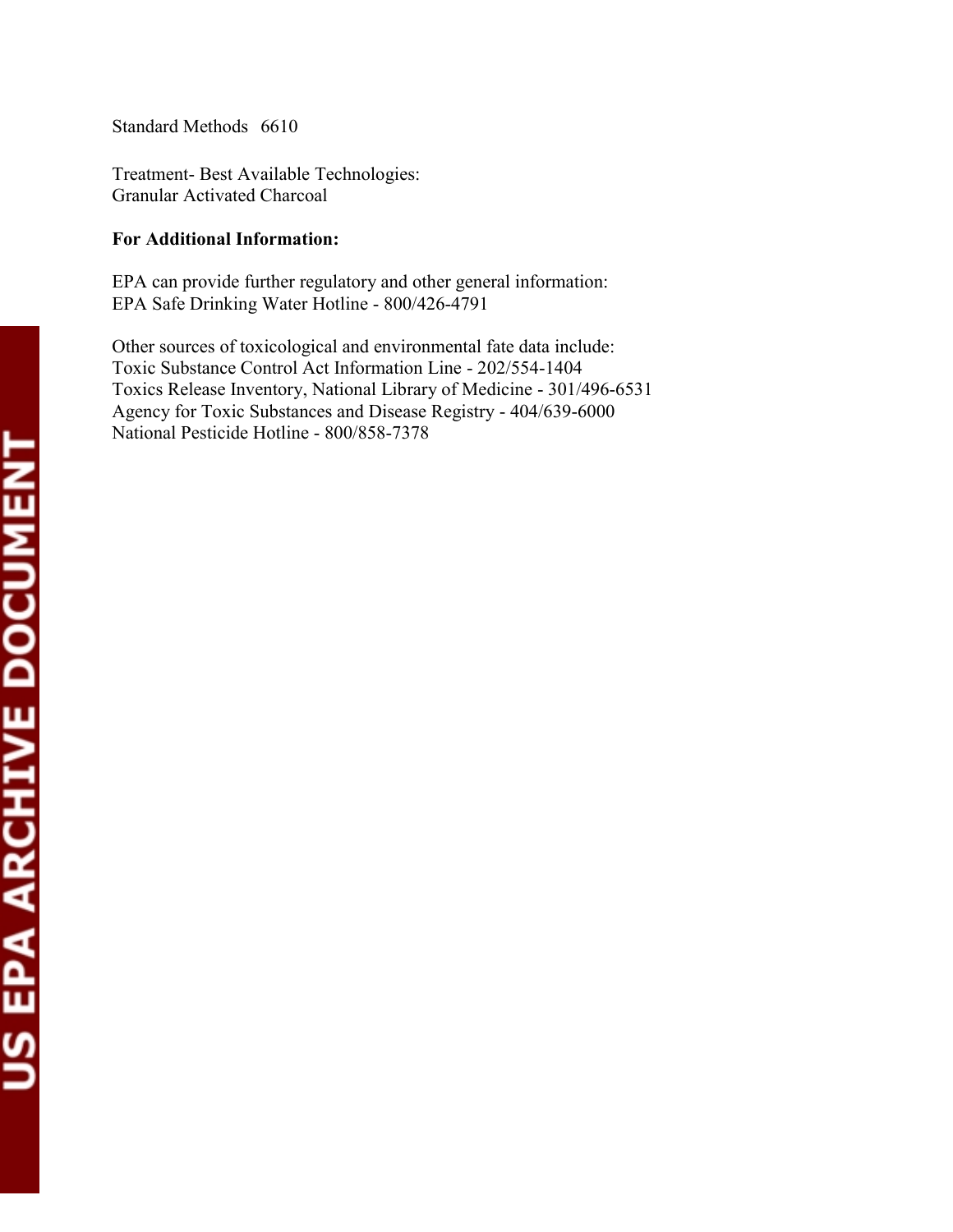Standard Methods 6610

Treatment- Best Available Technologies:
Granular Activated Charcoal

**For Additional Information:**

EPA can provide further regulatory and other general information:
EPA Safe Drinking Water Hotline - 800/426-4791

Other sources of toxicological and environmental fate data include:
Toxic Substance Control Act Information Line - 202/554-1404
Toxics Release Inventory, National Library of Medicine - 301/496-6531
Agency for Toxic Substances and Disease Registry - 404/639-6000
National Pesticide Hotline - 800/858-7378